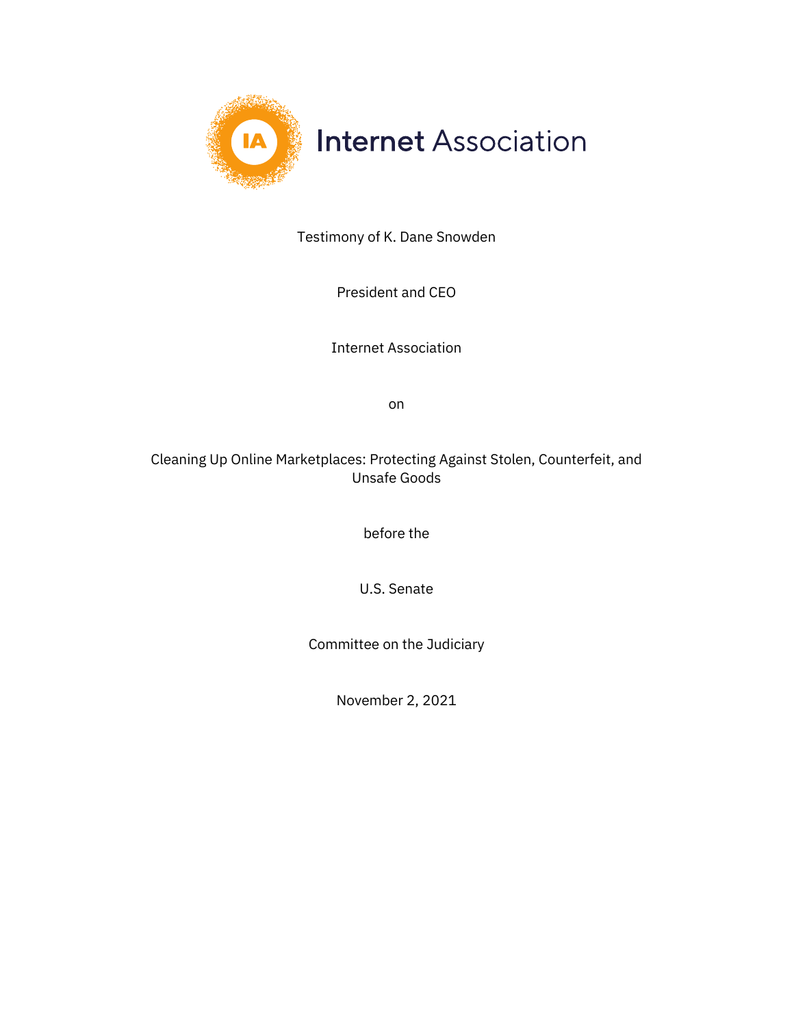Internet Association

Testimony of K. Dane Snowden

President and CEO

Internet Association

on

Cleaning Up Online Marketplaces: Protecting Against Stolen, Counterfeit, and Unsafe Goods

before the

U.S. Senate

Committee on the Judiciary

November 2, 2021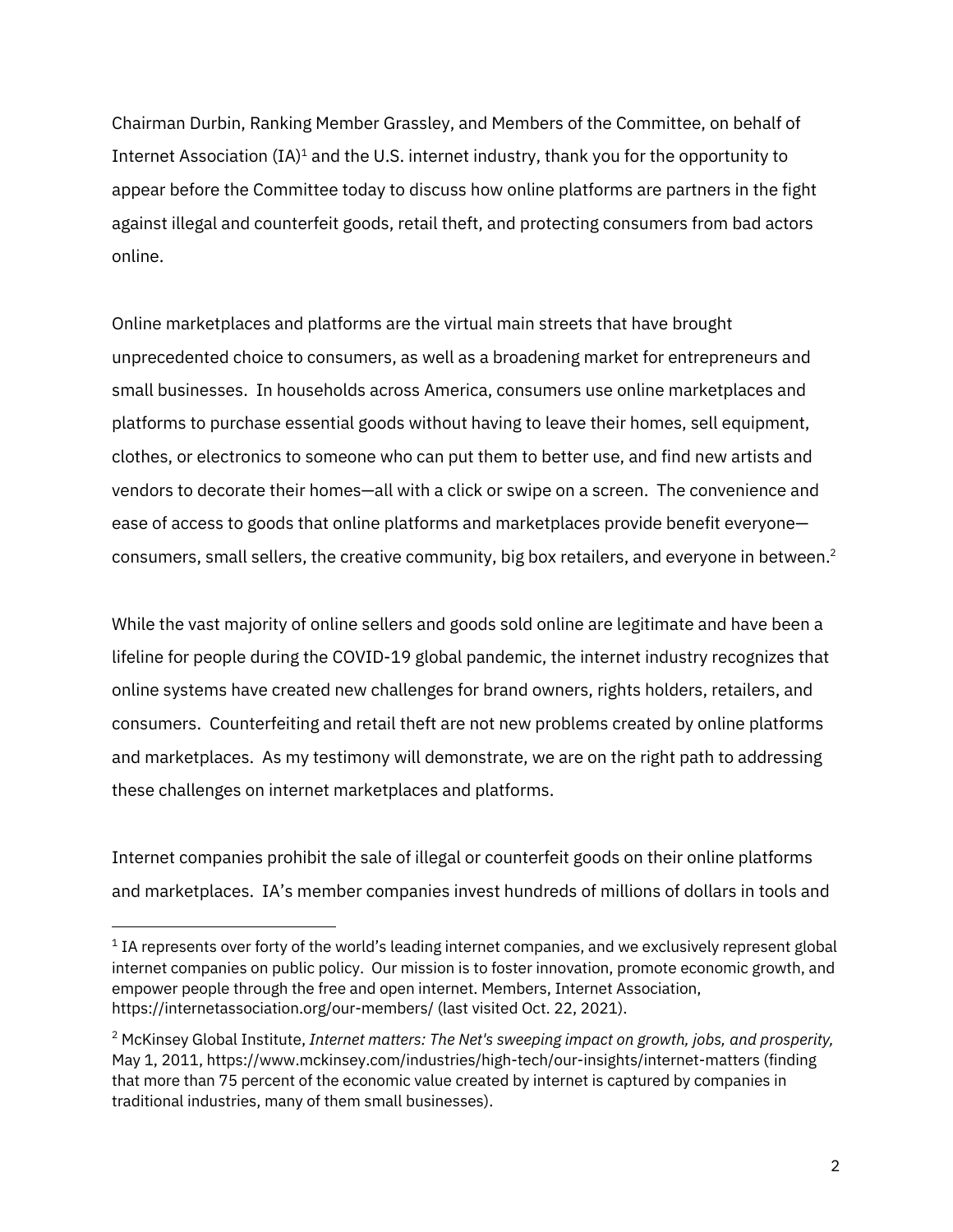Chairman Durbin, Ranking Member Grassley, and Members of the Committee, on behalf of Internet Association (IA)[1] and the U.S. internet industry, thank you for the opportunity to appear before the Committee today to discuss how online platforms are partners in the fight against illegal and counterfeit goods, retail theft, and protecting consumers from bad actors online.

Online marketplaces and platforms are the virtual main streets that have brought unprecedented choice to consumers, as well as a broadening market for entrepreneurs and small businesses. In households across America, consumers use online marketplaces and platforms to purchase essential goods without having to leave their homes, sell equipment, clothes, or electronics to someone who can put them to better use, and find new artists and vendors to decorate their homes—all with a click or swipe on a screen. The convenience and ease of access to goods that online platforms and marketplaces provide benefit everyone—consumers, small sellers, the creative community, big box retailers, and everyone in between.[2]

While the vast majority of online sellers and goods sold online are legitimate and have been a lifeline for people during the COVID-19 global pandemic, the internet industry recognizes that online systems have created new challenges for brand owners, rights holders, retailers, and consumers. Counterfeiting and retail theft are not new problems created by online platforms and marketplaces. As my testimony will demonstrate, we are on the right path to addressing these challenges on internet marketplaces and platforms.

Internet companies prohibit the sale of illegal or counterfeit goods on their online platforms and marketplaces. IA's member companies invest hundreds of millions of dollars in tools and

---

[1] IA represents over forty of the world's leading internet companies, and we exclusively represent global internet companies on public policy. Our mission is to foster innovation, promote economic growth, and empower people through the free and open internet. Members, Internet Association, https://internetassociation.org/our-members/ (last visited Oct. 22, 2021).

[2] McKinsey Global Institute, *Internet matters: The Net's sweeping impact on growth, jobs, and prosperity,* May 1, 2011, https://www.mckinsey.com/industries/high-tech/our-insights/internet-matters (finding that more than 75 percent of the economic value created by internet is captured by companies in traditional industries, many of them small businesses).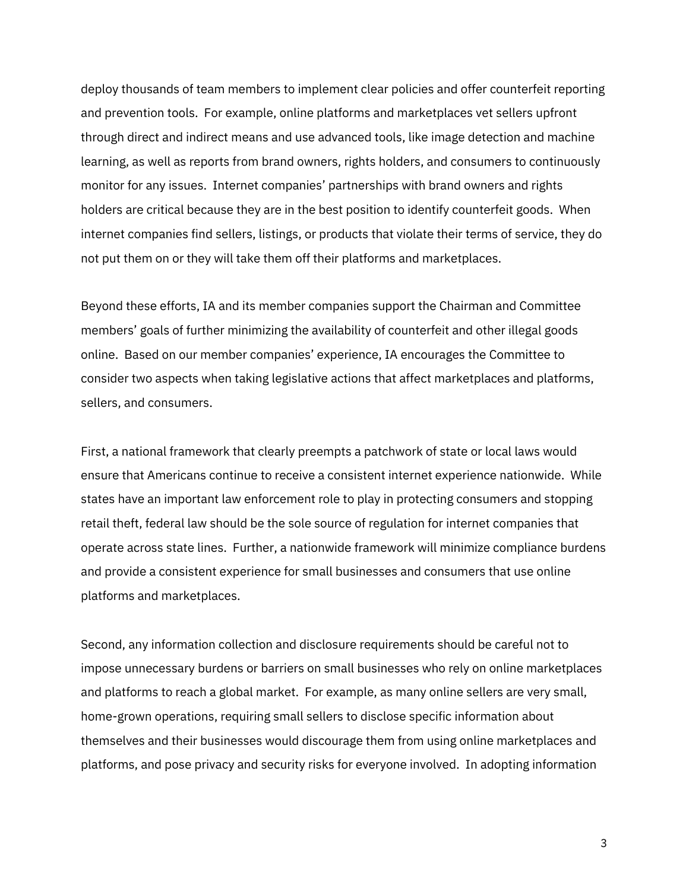deploy thousands of team members to implement clear policies and offer counterfeit reporting and prevention tools. For example, online platforms and marketplaces vet sellers upfront through direct and indirect means and use advanced tools, like image detection and machine learning, as well as reports from brand owners, rights holders, and consumers to continuously monitor for any issues. Internet companies' partnerships with brand owners and rights holders are critical because they are in the best position to identify counterfeit goods. When internet companies find sellers, listings, or products that violate their terms of service, they do not put them on or they will take them off their platforms and marketplaces.

Beyond these efforts, IA and its member companies support the Chairman and Committee members' goals of further minimizing the availability of counterfeit and other illegal goods online. Based on our member companies' experience, IA encourages the Committee to consider two aspects when taking legislative actions that affect marketplaces and platforms, sellers, and consumers.

First, a national framework that clearly preempts a patchwork of state or local laws would ensure that Americans continue to receive a consistent internet experience nationwide. While states have an important law enforcement role to play in protecting consumers and stopping retail theft, federal law should be the sole source of regulation for internet companies that operate across state lines. Further, a nationwide framework will minimize compliance burdens and provide a consistent experience for small businesses and consumers that use online platforms and marketplaces.

Second, any information collection and disclosure requirements should be careful not to impose unnecessary burdens or barriers on small businesses who rely on online marketplaces and platforms to reach a global market. For example, as many online sellers are very small, home-grown operations, requiring small sellers to disclose specific information about themselves and their businesses would discourage them from using online marketplaces and platforms, and pose privacy and security risks for everyone involved. In adopting information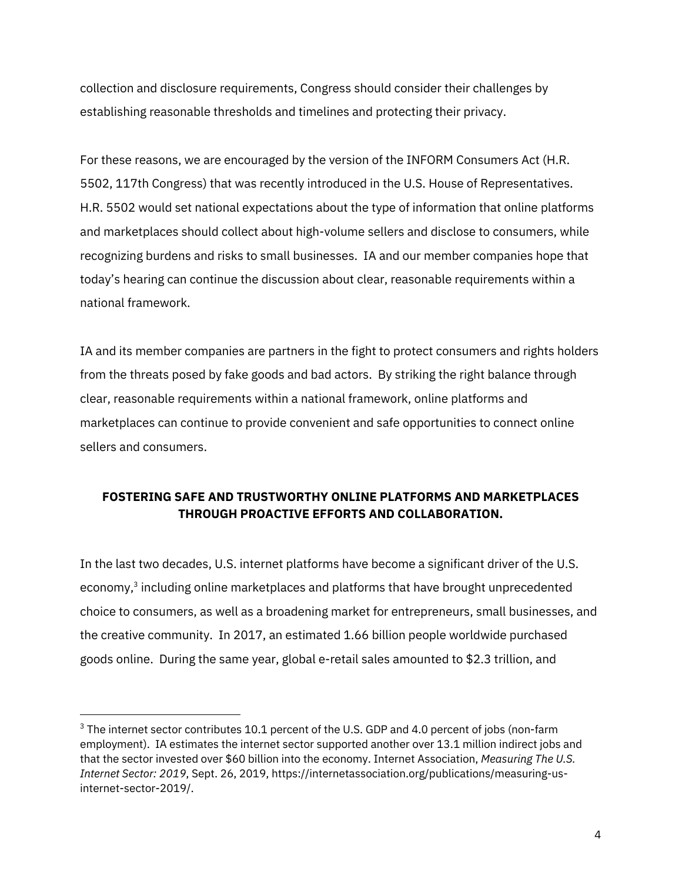collection and disclosure requirements, Congress should consider their challenges by establishing reasonable thresholds and timelines and protecting their privacy.

For these reasons, we are encouraged by the version of the INFORM Consumers Act (H.R. 5502, 117th Congress) that was recently introduced in the U.S. House of Representatives. H.R. 5502 would set national expectations about the type of information that online platforms and marketplaces should collect about high-volume sellers and disclose to consumers, while recognizing burdens and risks to small businesses. IA and our member companies hope that today's hearing can continue the discussion about clear, reasonable requirements within a national framework.

IA and its member companies are partners in the fight to protect consumers and rights holders from the threats posed by fake goods and bad actors. By striking the right balance through clear, reasonable requirements within a national framework, online platforms and marketplaces can continue to provide convenient and safe opportunities to connect online sellers and consumers.

## FOSTERING SAFE AND TRUSTWORTHY ONLINE PLATFORMS AND MARKETPLACES THROUGH PROACTIVE EFFORTS AND COLLABORATION.

In the last two decades, U.S. internet platforms have become a significant driver of the U.S. economy,[3] including online marketplaces and platforms that have brought unprecedented choice to consumers, as well as a broadening market for entrepreneurs, small businesses, and the creative community. In 2017, an estimated 1.66 billion people worldwide purchased goods online. During the same year, global e-retail sales amounted to $2.3 trillion, and

[3] The internet sector contributes 10.1 percent of the U.S. GDP and 4.0 percent of jobs (non-farm employment). IA estimates the internet sector supported another over 13.1 million indirect jobs and that the sector invested over $60 billion into the economy. Internet Association, *Measuring The U.S. Internet Sector: 2019*, Sept. 26, 2019, https://internetassociation.org/publications/measuring-us-internet-sector-2019/.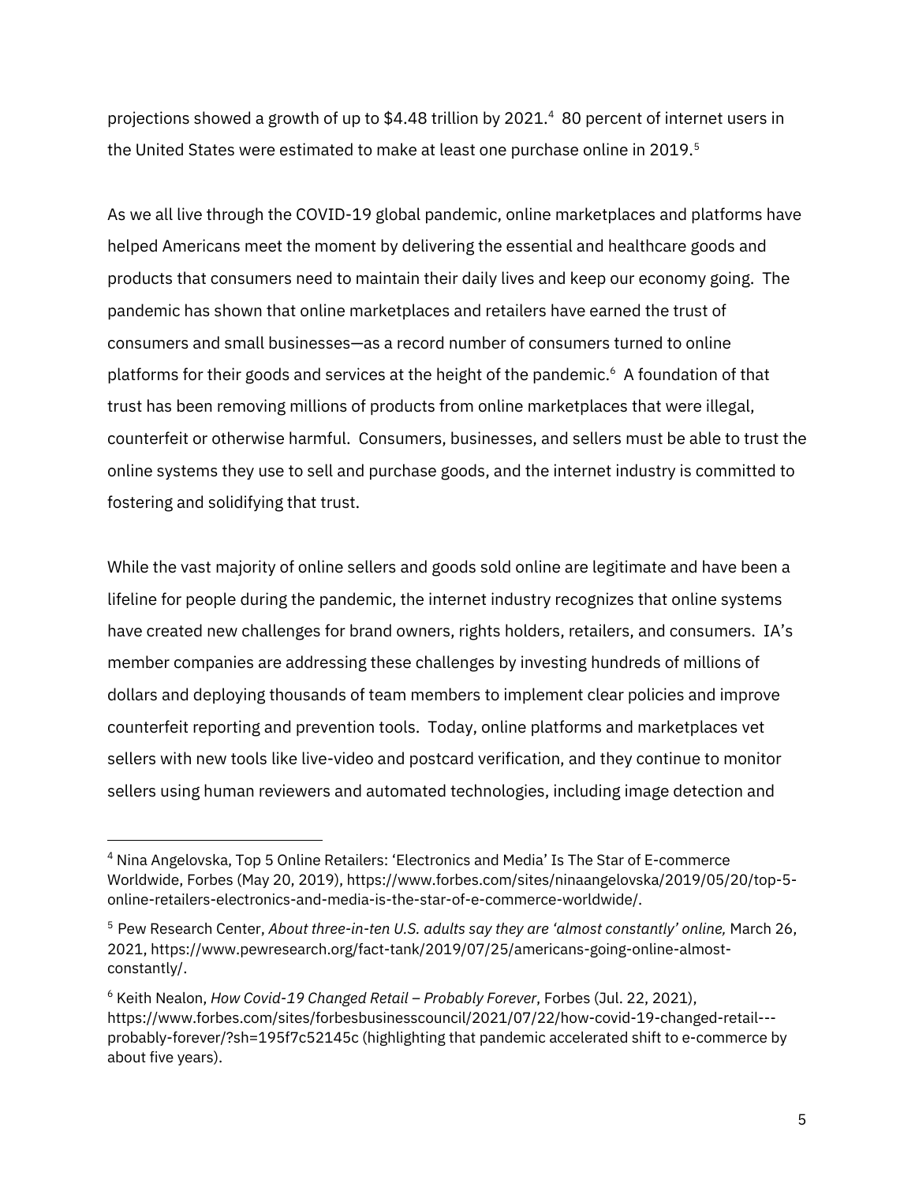projections showed a growth of up to $4.48 trillion by 2021.[4] 80 percent of internet users in the United States were estimated to make at least one purchase online in 2019.[5]

As we all live through the COVID-19 global pandemic, online marketplaces and platforms have helped Americans meet the moment by delivering the essential and healthcare goods and products that consumers need to maintain their daily lives and keep our economy going. The pandemic has shown that online marketplaces and retailers have earned the trust of consumers and small businesses—as a record number of consumers turned to online platforms for their goods and services at the height of the pandemic.[6] A foundation of that trust has been removing millions of products from online marketplaces that were illegal, counterfeit or otherwise harmful. Consumers, businesses, and sellers must be able to trust the online systems they use to sell and purchase goods, and the internet industry is committed to fostering and solidifying that trust.

While the vast majority of online sellers and goods sold online are legitimate and have been a lifeline for people during the pandemic, the internet industry recognizes that online systems have created new challenges for brand owners, rights holders, retailers, and consumers. IA's member companies are addressing these challenges by investing hundreds of millions of dollars and deploying thousands of team members to implement clear policies and improve counterfeit reporting and prevention tools. Today, online platforms and marketplaces vet sellers with new tools like live-video and postcard verification, and they continue to monitor sellers using human reviewers and automated technologies, including image detection and

---

[4] Nina Angelovska, Top 5 Online Retailers: 'Electronics and Media' Is The Star of E-commerce Worldwide, Forbes (May 20, 2019), https://www.forbes.com/sites/ninaangelovska/2019/05/20/top-5-online-retailers-electronics-and-media-is-the-star-of-e-commerce-worldwide/.

[5] Pew Research Center, *About three-in-ten U.S. adults say they are 'almost constantly' online,* March 26, 2021, https://www.pewresearch.org/fact-tank/2019/07/25/americans-going-online-almost-constantly/.

[6] Keith Nealon, *How Covid-19 Changed Retail – Probably Forever*, Forbes (Jul. 22, 2021), https://www.forbes.com/sites/forbesbusinesscouncil/2021/07/22/how-covid-19-changed-retail---probably-forever/?sh=195f7c52145c (highlighting that pandemic accelerated shift to e-commerce by about five years).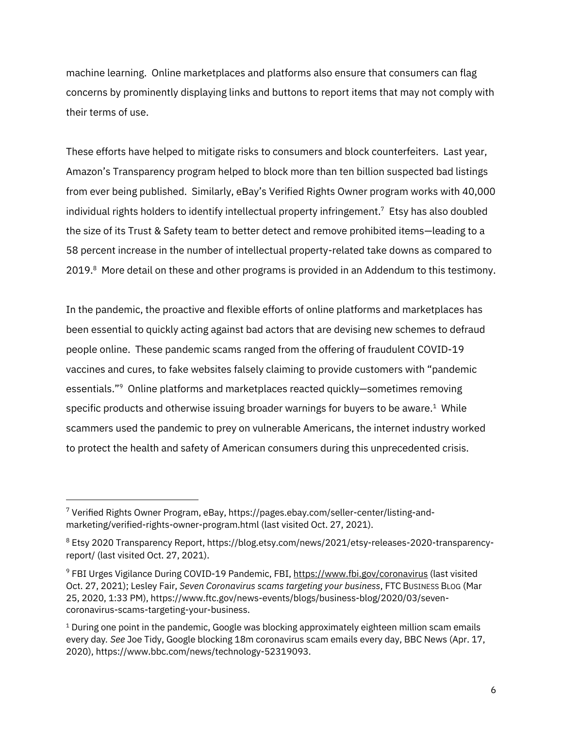machine learning. Online marketplaces and platforms also ensure that consumers can flag concerns by prominently displaying links and buttons to report items that may not comply with their terms of use.

These efforts have helped to mitigate risks to consumers and block counterfeiters. Last year, Amazon's Transparency program helped to block more than ten billion suspected bad listings from ever being published. Similarly, eBay's Verified Rights Owner program works with 40,000 individual rights holders to identify intellectual property infringement.[7] Etsy has also doubled the size of its Trust & Safety team to better detect and remove prohibited items—leading to a 58 percent increase in the number of intellectual property-related take downs as compared to 2019.[8] More detail on these and other programs is provided in an Addendum to this testimony.

In the pandemic, the proactive and flexible efforts of online platforms and marketplaces has been essential to quickly acting against bad actors that are devising new schemes to defraud people online. These pandemic scams ranged from the offering of fraudulent COVID-19 vaccines and cures, to fake websites falsely claiming to provide customers with "pandemic essentials."[9] Online platforms and marketplaces reacted quickly—sometimes removing specific products and otherwise issuing broader warnings for buyers to be aware.[1] While scammers used the pandemic to prey on vulnerable Americans, the internet industry worked to protect the health and safety of American consumers during this unprecedented crisis.

---

[7] Verified Rights Owner Program, eBay, https://pages.ebay.com/seller-center/listing-and-marketing/verified-rights-owner-program.html (last visited Oct. 27, 2021).

[8] Etsy 2020 Transparency Report, https://blog.etsy.com/news/2021/etsy-releases-2020-transparency-report/ (last visited Oct. 27, 2021).

[9] FBI Urges Vigilance During COVID-19 Pandemic, FBI, https://www.fbi.gov/coronavirus (last visited Oct. 27, 2021); Lesley Fair, *Seven Coronavirus scams targeting your business*, FTC BUSINESS BLOG (Mar 25, 2020, 1:33 PM), https://www.ftc.gov/news-events/blogs/business-blog/2020/03/seven-coronavirus-scams-targeting-your-business.

[1] During one point in the pandemic, Google was blocking approximately eighteen million scam emails every day. *See* Joe Tidy, Google blocking 18m coronavirus scam emails every day, BBC News (Apr. 17, 2020), https://www.bbc.com/news/technology-52319093.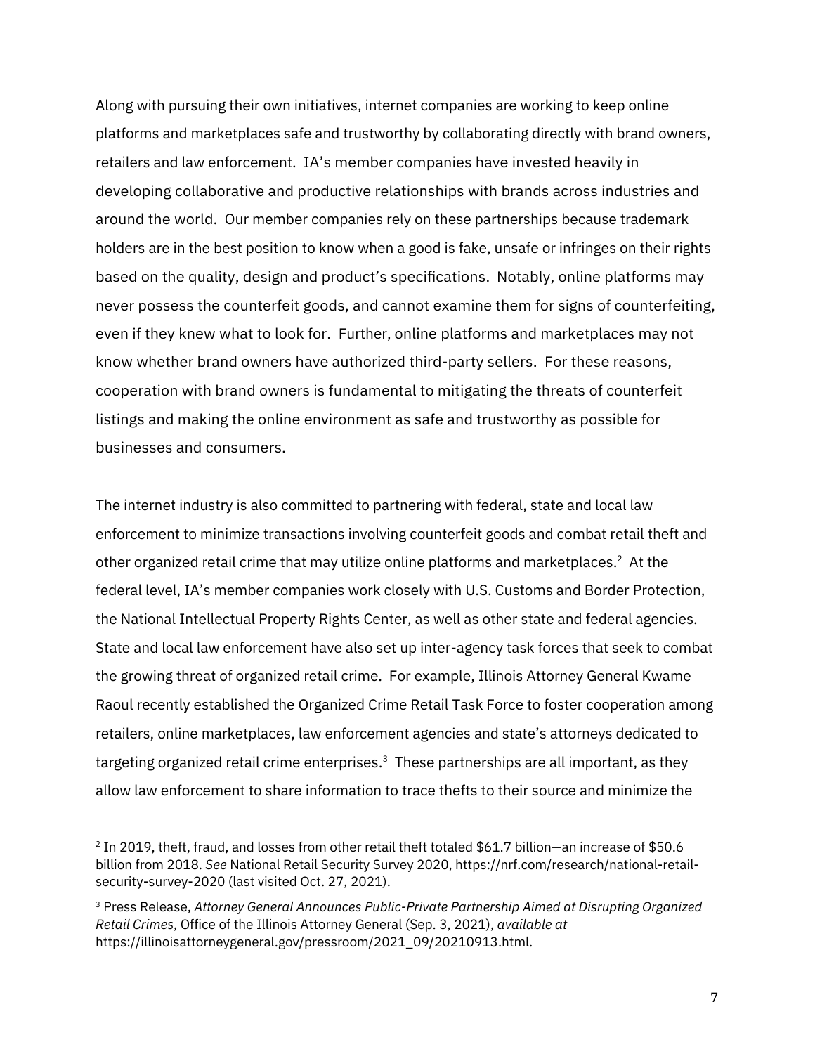Along with pursuing their own initiatives, internet companies are working to keep online platforms and marketplaces safe and trustworthy by collaborating directly with brand owners, retailers and law enforcement. IA's member companies have invested heavily in developing collaborative and productive relationships with brands across industries and around the world. Our member companies rely on these partnerships because trademark holders are in the best position to know when a good is fake, unsafe or infringes on their rights based on the quality, design and product's specifications. Notably, online platforms may never possess the counterfeit goods, and cannot examine them for signs of counterfeiting, even if they knew what to look for. Further, online platforms and marketplaces may not know whether brand owners have authorized third-party sellers. For these reasons, cooperation with brand owners is fundamental to mitigating the threats of counterfeit listings and making the online environment as safe and trustworthy as possible for businesses and consumers.

The internet industry is also committed to partnering with federal, state and local law enforcement to minimize transactions involving counterfeit goods and combat retail theft and other organized retail crime that may utilize online platforms and marketplaces.[2] At the federal level, IA's member companies work closely with U.S. Customs and Border Protection, the National Intellectual Property Rights Center, as well as other state and federal agencies. State and local law enforcement have also set up inter-agency task forces that seek to combat the growing threat of organized retail crime. For example, Illinois Attorney General Kwame Raoul recently established the Organized Crime Retail Task Force to foster cooperation among retailers, online marketplaces, law enforcement agencies and state's attorneys dedicated to targeting organized retail crime enterprises.[3] These partnerships are all important, as they allow law enforcement to share information to trace thefts to their source and minimize the

---

[2] In 2019, theft, fraud, and losses from other retail theft totaled $61.7 billion—an increase of $50.6 billion from 2018. *See* National Retail Security Survey 2020, https://nrf.com/research/national-retail-security-survey-2020 (last visited Oct. 27, 2021).

[3] Press Release, *Attorney General Announces Public-Private Partnership Aimed at Disrupting Organized Retail Crimes*, Office of the Illinois Attorney General (Sep. 3, 2021), *available at* https://illinoisattorneygeneral.gov/pressroom/2021_09/20210913.html.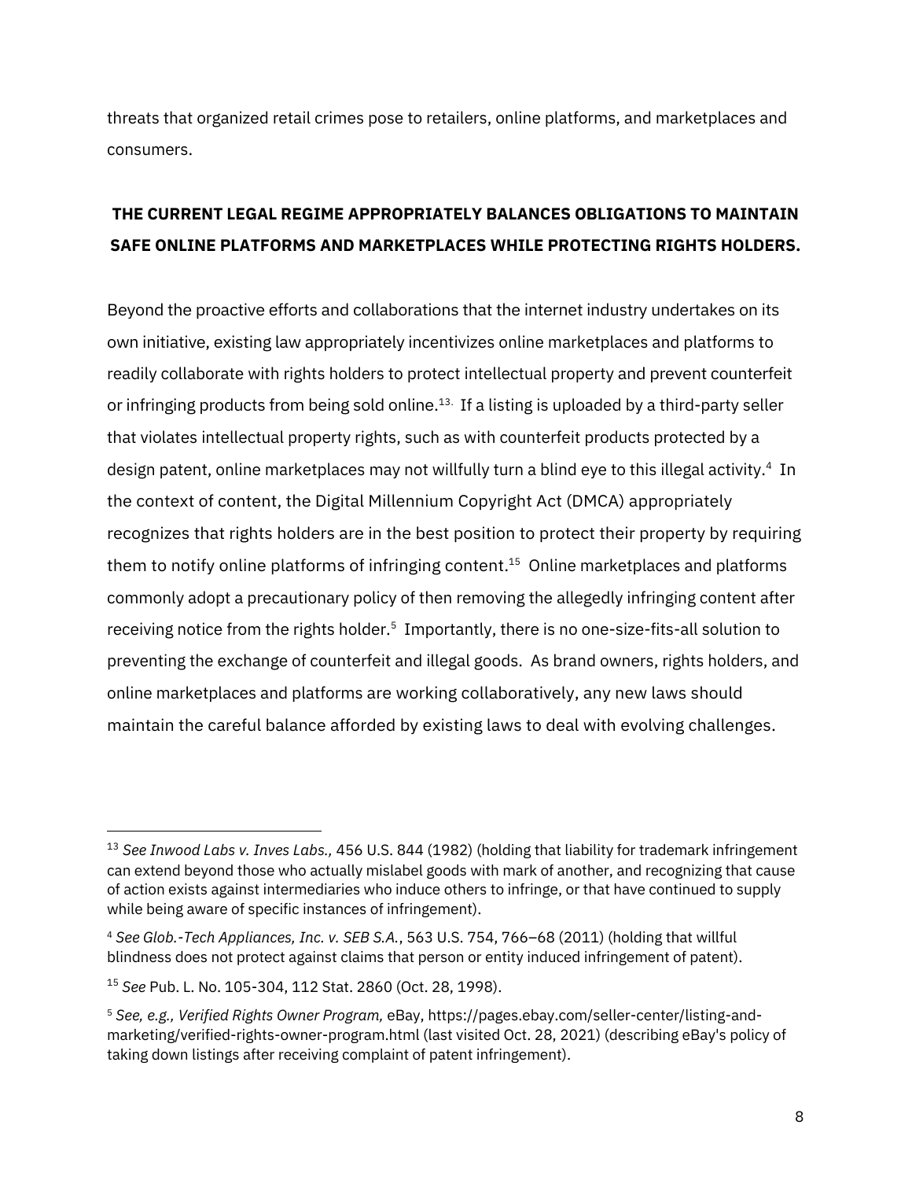threats that organized retail crimes pose to retailers, online platforms, and marketplaces and consumers.

## THE CURRENT LEGAL REGIME APPROPRIATELY BALANCES OBLIGATIONS TO MAINTAIN SAFE ONLINE PLATFORMS AND MARKETPLACES WHILE PROTECTING RIGHTS HOLDERS.

Beyond the proactive efforts and collaborations that the internet industry undertakes on its own initiative, existing law appropriately incentivizes online marketplaces and platforms to readily collaborate with rights holders to protect intellectual property and prevent counterfeit or infringing products from being sold online.[13.] If a listing is uploaded by a third-party seller that violates intellectual property rights, such as with counterfeit products protected by a design patent, online marketplaces may not willfully turn a blind eye to this illegal activity.[4] In the context of content, the Digital Millennium Copyright Act (DMCA) appropriately recognizes that rights holders are in the best position to protect their property by requiring them to notify online platforms of infringing content.[15] Online marketplaces and platforms commonly adopt a precautionary policy of then removing the allegedly infringing content after receiving notice from the rights holder.[5] Importantly, there is no one-size-fits-all solution to preventing the exchange of counterfeit and illegal goods. As brand owners, rights holders, and online marketplaces and platforms are working collaboratively, any new laws should maintain the careful balance afforded by existing laws to deal with evolving challenges.

---

[13] *See Inwood Labs v. Inves Labs.,* 456 U.S. 844 (1982) (holding that liability for trademark infringement can extend beyond those who actually mislabel goods with mark of another, and recognizing that cause of action exists against intermediaries who induce others to infringe, or that have continued to supply while being aware of specific instances of infringement).

[4] *See Glob.-Tech Appliances, Inc. v. SEB S.A.*, 563 U.S. 754, 766–68 (2011) (holding that willful blindness does not protect against claims that person or entity induced infringement of patent).

[15] *See* Pub. L. No. 105-304, 112 Stat. 2860 (Oct. 28, 1998).

[5] *See, e.g., Verified Rights Owner Program,* eBay, https://pages.ebay.com/seller-center/listing-and-marketing/verified-rights-owner-program.html (last visited Oct. 28, 2021) (describing eBay's policy of taking down listings after receiving complaint of patent infringement).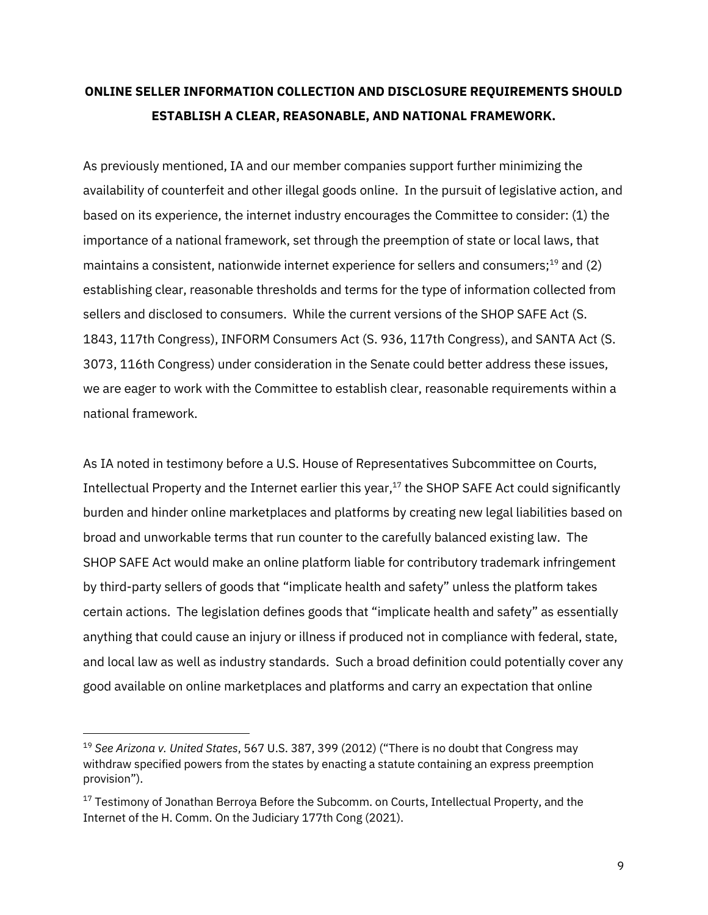**ONLINE SELLER INFORMATION COLLECTION AND DISCLOSURE REQUIREMENTS SHOULD ESTABLISH A CLEAR, REASONABLE, AND NATIONAL FRAMEWORK.**

As previously mentioned, IA and our member companies support further minimizing the availability of counterfeit and other illegal goods online. In the pursuit of legislative action, and based on its experience, the internet industry encourages the Committee to consider: (1) the importance of a national framework, set through the preemption of state or local laws, that maintains a consistent, nationwide internet experience for sellers and consumers;[19] and (2) establishing clear, reasonable thresholds and terms for the type of information collected from sellers and disclosed to consumers. While the current versions of the SHOP SAFE Act (S. 1843, 117th Congress), INFORM Consumers Act (S. 936, 117th Congress), and SANTA Act (S. 3073, 116th Congress) under consideration in the Senate could better address these issues, we are eager to work with the Committee to establish clear, reasonable requirements within a national framework.

As IA noted in testimony before a U.S. House of Representatives Subcommittee on Courts, Intellectual Property and the Internet earlier this year,[17] the SHOP SAFE Act could significantly burden and hinder online marketplaces and platforms by creating new legal liabilities based on broad and unworkable terms that run counter to the carefully balanced existing law. The SHOP SAFE Act would make an online platform liable for contributory trademark infringement by third-party sellers of goods that "implicate health and safety" unless the platform takes certain actions. The legislation defines goods that "implicate health and safety" as essentially anything that could cause an injury or illness if produced not in compliance with federal, state, and local law as well as industry standards. Such a broad definition could potentially cover any good available on online marketplaces and platforms and carry an expectation that online

---

[19] *See Arizona v. United States*, 567 U.S. 387, 399 (2012) ("There is no doubt that Congress may withdraw specified powers from the states by enacting a statute containing an express preemption provision").

[17] Testimony of Jonathan Berroya Before the Subcomm. on Courts, Intellectual Property, and the Internet of the H. Comm. On the Judiciary 177th Cong (2021).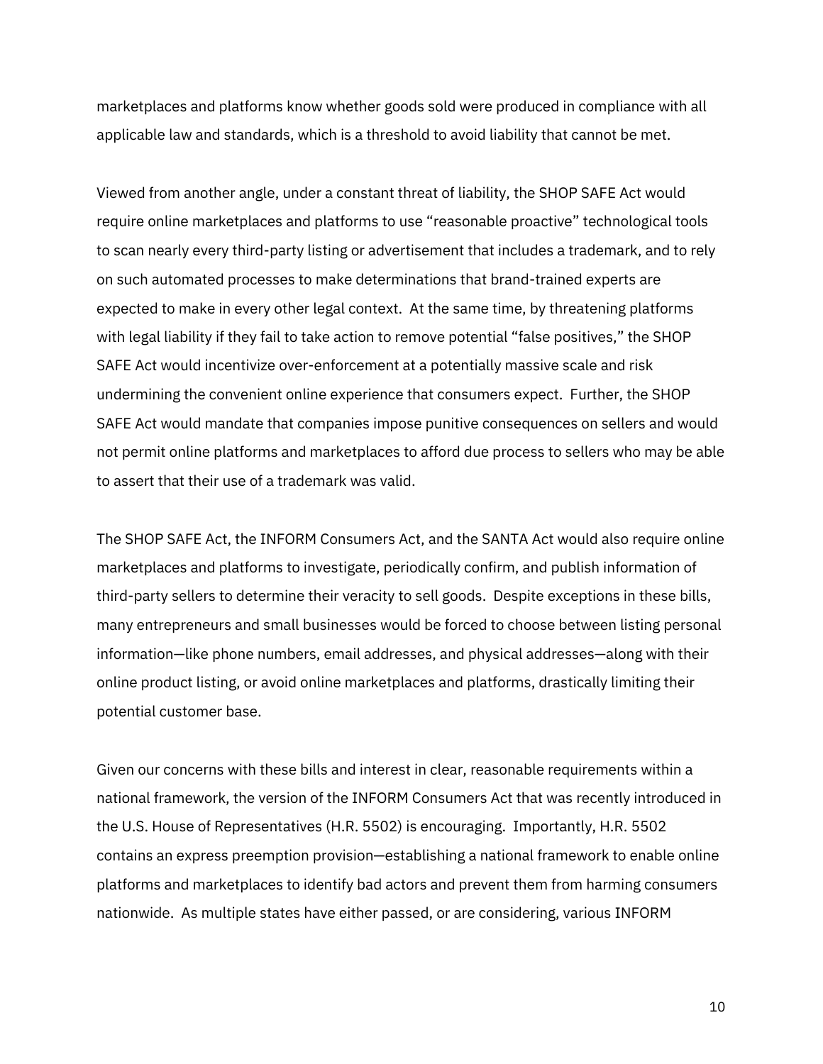marketplaces and platforms know whether goods sold were produced in compliance with all applicable law and standards, which is a threshold to avoid liability that cannot be met.

Viewed from another angle, under a constant threat of liability, the SHOP SAFE Act would require online marketplaces and platforms to use "reasonable proactive" technological tools to scan nearly every third-party listing or advertisement that includes a trademark, and to rely on such automated processes to make determinations that brand-trained experts are expected to make in every other legal context. At the same time, by threatening platforms with legal liability if they fail to take action to remove potential "false positives," the SHOP SAFE Act would incentivize over-enforcement at a potentially massive scale and risk undermining the convenient online experience that consumers expect. Further, the SHOP SAFE Act would mandate that companies impose punitive consequences on sellers and would not permit online platforms and marketplaces to afford due process to sellers who may be able to assert that their use of a trademark was valid.

The SHOP SAFE Act, the INFORM Consumers Act, and the SANTA Act would also require online marketplaces and platforms to investigate, periodically confirm, and publish information of third-party sellers to determine their veracity to sell goods. Despite exceptions in these bills, many entrepreneurs and small businesses would be forced to choose between listing personal information—like phone numbers, email addresses, and physical addresses—along with their online product listing, or avoid online marketplaces and platforms, drastically limiting their potential customer base.

Given our concerns with these bills and interest in clear, reasonable requirements within a national framework, the version of the INFORM Consumers Act that was recently introduced in the U.S. House of Representatives (H.R. 5502) is encouraging. Importantly, H.R. 5502 contains an express preemption provision—establishing a national framework to enable online platforms and marketplaces to identify bad actors and prevent them from harming consumers nationwide. As multiple states have either passed, or are considering, various INFORM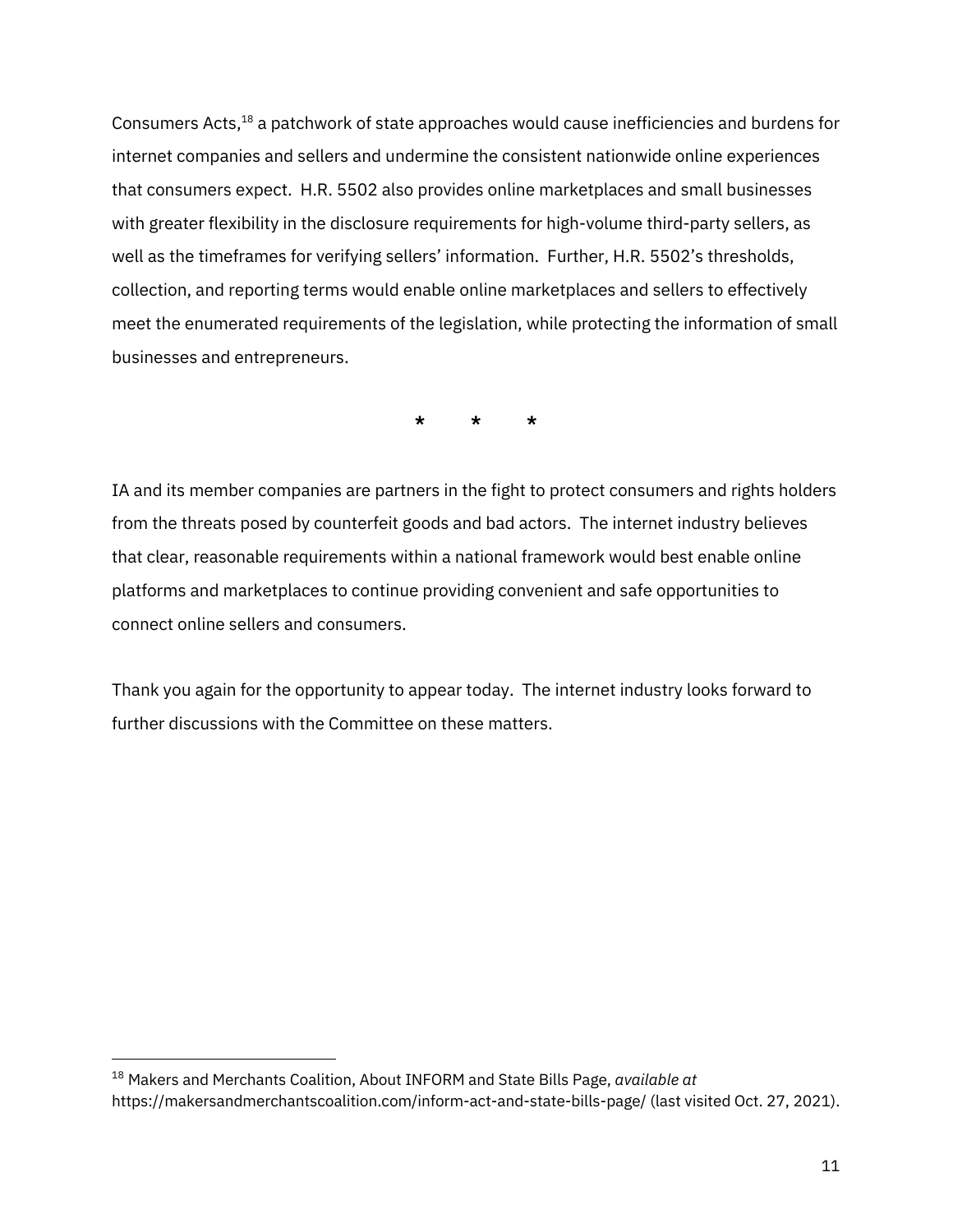Consumers Acts,[18] a patchwork of state approaches would cause inefficiencies and burdens for internet companies and sellers and undermine the consistent nationwide online experiences that consumers expect. H.R. 5502 also provides online marketplaces and small businesses with greater flexibility in the disclosure requirements for high-volume third-party sellers, as well as the timeframes for verifying sellers' information. Further, H.R. 5502's thresholds, collection, and reporting terms would enable online marketplaces and sellers to effectively meet the enumerated requirements of the legislation, while protecting the information of small businesses and entrepreneurs.

\* \* \*

IA and its member companies are partners in the fight to protect consumers and rights holders from the threats posed by counterfeit goods and bad actors. The internet industry believes that clear, reasonable requirements within a national framework would best enable online platforms and marketplaces to continue providing convenient and safe opportunities to connect online sellers and consumers.

Thank you again for the opportunity to appear today. The internet industry looks forward to further discussions with the Committee on these matters.

---

[18] Makers and Merchants Coalition, About INFORM and State Bills Page, *available at* https://makersandmerchantscoalition.com/inform-act-and-state-bills-page/ (last visited Oct. 27, 2021).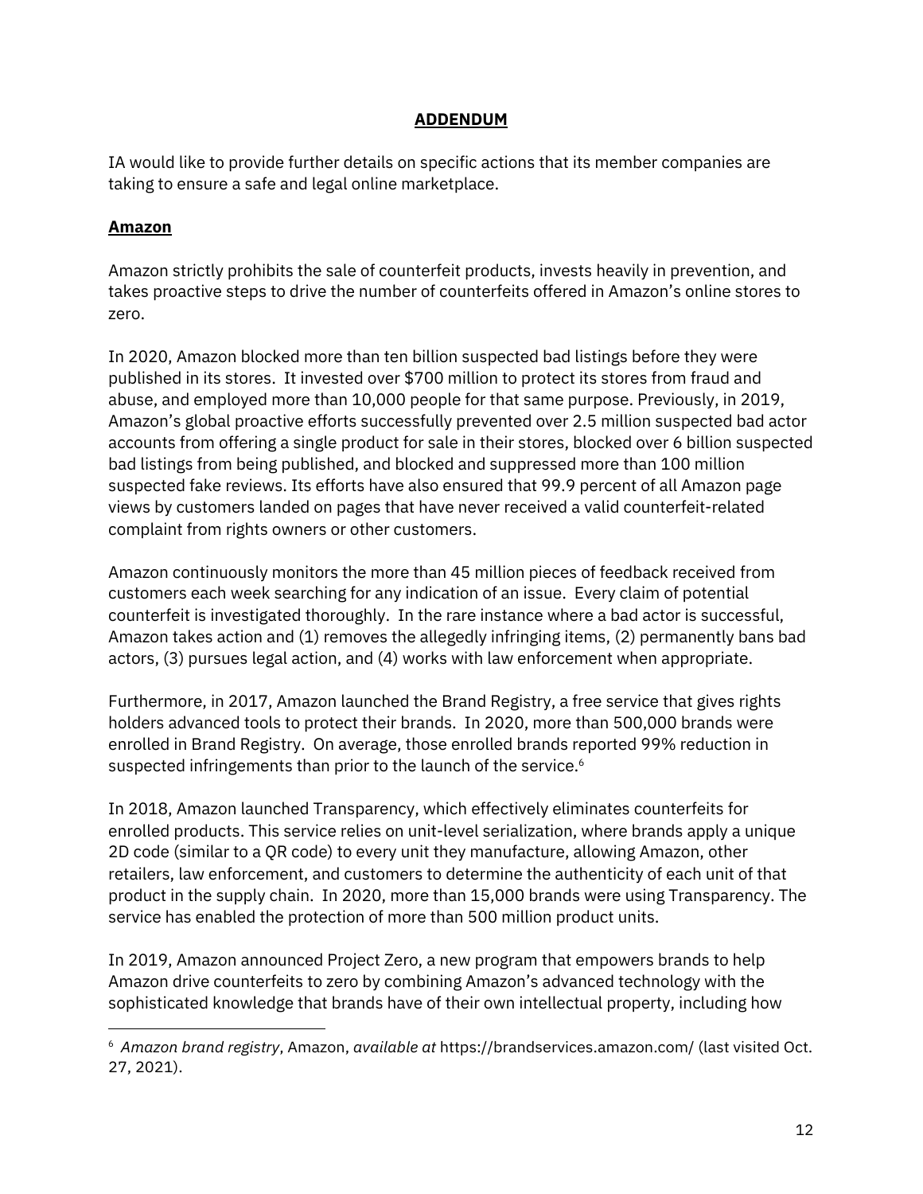## ADDENDUM

IA would like to provide further details on specific actions that its member companies are taking to ensure a safe and legal online marketplace.

### Amazon

Amazon strictly prohibits the sale of counterfeit products, invests heavily in prevention, and takes proactive steps to drive the number of counterfeits offered in Amazon's online stores to zero.

In 2020, Amazon blocked more than ten billion suspected bad listings before they were published in its stores. It invested over $700 million to protect its stores from fraud and abuse, and employed more than 10,000 people for that same purpose. Previously, in 2019, Amazon's global proactive efforts successfully prevented over 2.5 million suspected bad actor accounts from offering a single product for sale in their stores, blocked over 6 billion suspected bad listings from being published, and blocked and suppressed more than 100 million suspected fake reviews. Its efforts have also ensured that 99.9 percent of all Amazon page views by customers landed on pages that have never received a valid counterfeit-related complaint from rights owners or other customers.

Amazon continuously monitors the more than 45 million pieces of feedback received from customers each week searching for any indication of an issue. Every claim of potential counterfeit is investigated thoroughly. In the rare instance where a bad actor is successful, Amazon takes action and (1) removes the allegedly infringing items, (2) permanently bans bad actors, (3) pursues legal action, and (4) works with law enforcement when appropriate.

Furthermore, in 2017, Amazon launched the Brand Registry, a free service that gives rights holders advanced tools to protect their brands. In 2020, more than 500,000 brands were enrolled in Brand Registry. On average, those enrolled brands reported 99% reduction in suspected infringements than prior to the launch of the service.[6]

In 2018, Amazon launched Transparency, which effectively eliminates counterfeits for enrolled products. This service relies on unit-level serialization, where brands apply a unique 2D code (similar to a QR code) to every unit they manufacture, allowing Amazon, other retailers, law enforcement, and customers to determine the authenticity of each unit of that product in the supply chain. In 2020, more than 15,000 brands were using Transparency. The service has enabled the protection of more than 500 million product units.

In 2019, Amazon announced Project Zero, a new program that empowers brands to help Amazon drive counterfeits to zero by combining Amazon's advanced technology with the sophisticated knowledge that brands have of their own intellectual property, including how

---

[6] *Amazon brand registry*, Amazon, *available at* https://brandservices.amazon.com/ (last visited Oct. 27, 2021).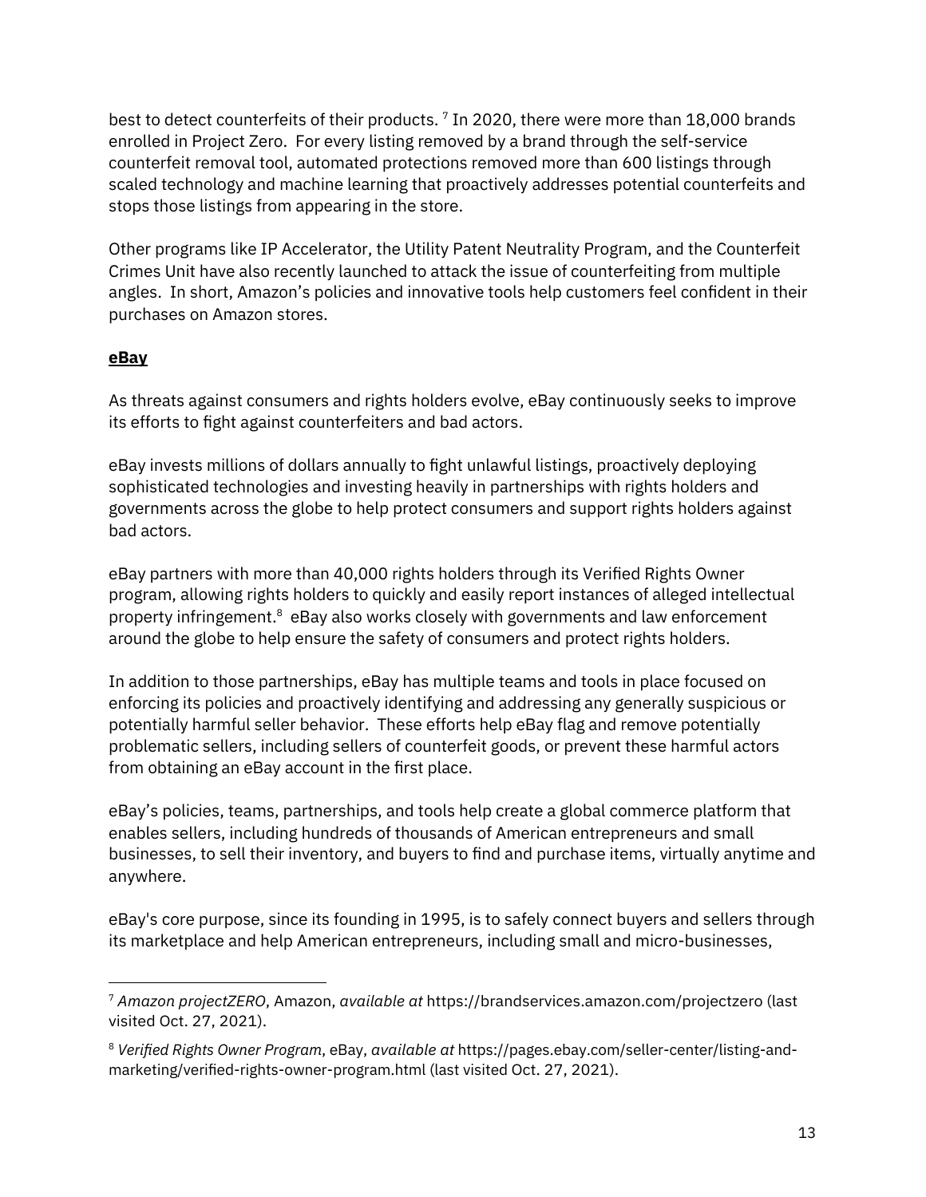best to detect counterfeits of their products. [7] In 2020, there were more than 18,000 brands enrolled in Project Zero. For every listing removed by a brand through the self-service counterfeit removal tool, automated protections removed more than 600 listings through scaled technology and machine learning that proactively addresses potential counterfeits and stops those listings from appearing in the store.

Other programs like IP Accelerator, the Utility Patent Neutrality Program, and the Counterfeit Crimes Unit have also recently launched to attack the issue of counterfeiting from multiple angles. In short, Amazon's policies and innovative tools help customers feel confident in their purchases on Amazon stores.

**eBay**

As threats against consumers and rights holders evolve, eBay continuously seeks to improve its efforts to fight against counterfeiters and bad actors.

eBay invests millions of dollars annually to fight unlawful listings, proactively deploying sophisticated technologies and investing heavily in partnerships with rights holders and governments across the globe to help protect consumers and support rights holders against bad actors.

eBay partners with more than 40,000 rights holders through its Verified Rights Owner program, allowing rights holders to quickly and easily report instances of alleged intellectual property infringement.[8] eBay also works closely with governments and law enforcement around the globe to help ensure the safety of consumers and protect rights holders.

In addition to those partnerships, eBay has multiple teams and tools in place focused on enforcing its policies and proactively identifying and addressing any generally suspicious or potentially harmful seller behavior. These efforts help eBay flag and remove potentially problematic sellers, including sellers of counterfeit goods, or prevent these harmful actors from obtaining an eBay account in the first place.

eBay's policies, teams, partnerships, and tools help create a global commerce platform that enables sellers, including hundreds of thousands of American entrepreneurs and small businesses, to sell their inventory, and buyers to find and purchase items, virtually anytime and anywhere.

eBay's core purpose, since its founding in 1995, is to safely connect buyers and sellers through its marketplace and help American entrepreneurs, including small and micro-businesses,

---

[7] *Amazon projectZERO*, Amazon, *available at* https://brandservices.amazon.com/projectzero (last visited Oct. 27, 2021).

[8] *Verified Rights Owner Program*, eBay, *available at* https://pages.ebay.com/seller-center/listing-and-marketing/verified-rights-owner-program.html (last visited Oct. 27, 2021).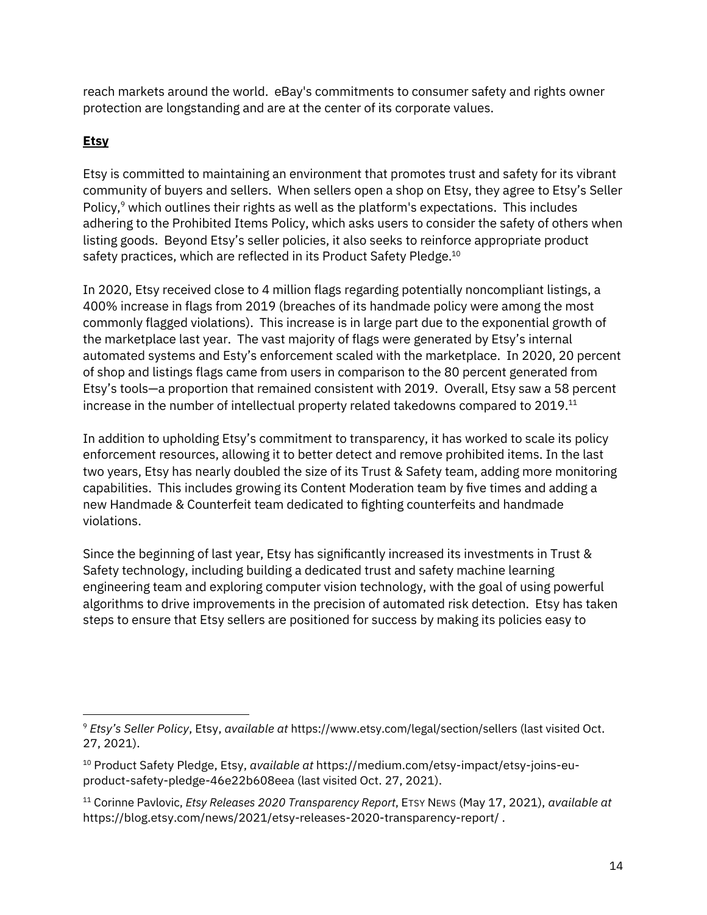reach markets around the world. eBay's commitments to consumer safety and rights owner protection are longstanding and are at the center of its corporate values.

## **Etsy**

Etsy is committed to maintaining an environment that promotes trust and safety for its vibrant community of buyers and sellers. When sellers open a shop on Etsy, they agree to Etsy's Seller Policy,[9] which outlines their rights as well as the platform's expectations. This includes adhering to the Prohibited Items Policy, which asks users to consider the safety of others when listing goods. Beyond Etsy's seller policies, it also seeks to reinforce appropriate product safety practices, which are reflected in its Product Safety Pledge.[10]

In 2020, Etsy received close to 4 million flags regarding potentially noncompliant listings, a 400% increase in flags from 2019 (breaches of its handmade policy were among the most commonly flagged violations). This increase is in large part due to the exponential growth of the marketplace last year. The vast majority of flags were generated by Etsy's internal automated systems and Esty's enforcement scaled with the marketplace. In 2020, 20 percent of shop and listings flags came from users in comparison to the 80 percent generated from Etsy's tools—a proportion that remained consistent with 2019. Overall, Etsy saw a 58 percent increase in the number of intellectual property related takedowns compared to 2019.[11]

In addition to upholding Etsy's commitment to transparency, it has worked to scale its policy enforcement resources, allowing it to better detect and remove prohibited items. In the last two years, Etsy has nearly doubled the size of its Trust & Safety team, adding more monitoring capabilities. This includes growing its Content Moderation team by five times and adding a new Handmade & Counterfeit team dedicated to fighting counterfeits and handmade violations.

Since the beginning of last year, Etsy has significantly increased its investments in Trust & Safety technology, including building a dedicated trust and safety machine learning engineering team and exploring computer vision technology, with the goal of using powerful algorithms to drive improvements in the precision of automated risk detection. Etsy has taken steps to ensure that Etsy sellers are positioned for success by making its policies easy to

---

[9] *Etsy's Seller Policy*, Etsy, *available at* https://www.etsy.com/legal/section/sellers (last visited Oct. 27, 2021).

[10] Product Safety Pledge, Etsy, *available at* https://medium.com/etsy-impact/etsy-joins-eu-product-safety-pledge-46e22b608eea (last visited Oct. 27, 2021).

[11] Corinne Pavlovic, *Etsy Releases 2020 Transparency Report*, ETSY NEWS (May 17, 2021), *available at* https://blog.etsy.com/news/2021/etsy-releases-2020-transparency-report/ .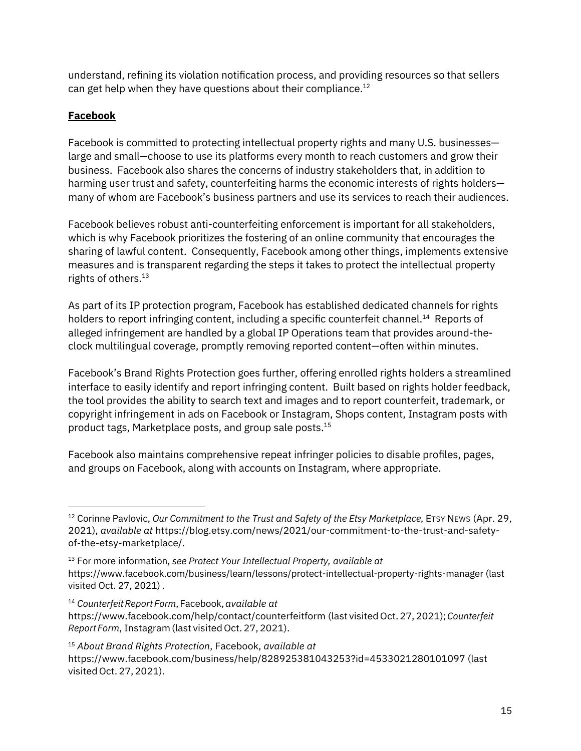understand, refining its violation notification process, and providing resources so that sellers can get help when they have questions about their compliance.[12]

**Facebook**

Facebook is committed to protecting intellectual property rights and many U.S. businesses—large and small—choose to use its platforms every month to reach customers and grow their business. Facebook also shares the concerns of industry stakeholders that, in addition to harming user trust and safety, counterfeiting harms the economic interests of rights holders—many of whom are Facebook's business partners and use its services to reach their audiences.

Facebook believes robust anti-counterfeiting enforcement is important for all stakeholders, which is why Facebook prioritizes the fostering of an online community that encourages the sharing of lawful content. Consequently, Facebook among other things, implements extensive measures and is transparent regarding the steps it takes to protect the intellectual property rights of others.[13]

As part of its IP protection program, Facebook has established dedicated channels for rights holders to report infringing content, including a specific counterfeit channel.[14] Reports of alleged infringement are handled by a global IP Operations team that provides around-the-clock multilingual coverage, promptly removing reported content—often within minutes.

Facebook's Brand Rights Protection goes further, offering enrolled rights holders a streamlined interface to easily identify and report infringing content. Built based on rights holder feedback, the tool provides the ability to search text and images and to report counterfeit, trademark, or copyright infringement in ads on Facebook or Instagram, Shops content, Instagram posts with product tags, Marketplace posts, and group sale posts.[15]

Facebook also maintains comprehensive repeat infringer policies to disable profiles, pages, and groups on Facebook, along with accounts on Instagram, where appropriate.

---

[12] Corinne Pavlovic, *Our Commitment to the Trust and Safety of the Etsy Marketplace*, ETSY NEWS (Apr. 29, 2021), *available at* https://blog.etsy.com/news/2021/our-commitment-to-the-trust-and-safety-of-the-etsy-marketplace/.

[13] For more information, *see Protect Your Intellectual Property, available at* https://www.facebook.com/business/learn/lessons/protect-intellectual-property-rights-manager (last visited Oct. 27, 2021) .

[14] *Counterfeit Report Form,* Facebook, *available at* https://www.facebook.com/help/contact/counterfeitform (last visited Oct. 27, 2021); *Counterfeit Report Form*, Instagram (last visited Oct. 27, 2021).

[15] *About Brand Rights Protection,* Facebook, *available at* https://www.facebook.com/business/help/828925381043253?id=4533021280101097 (last visited Oct. 27, 2021).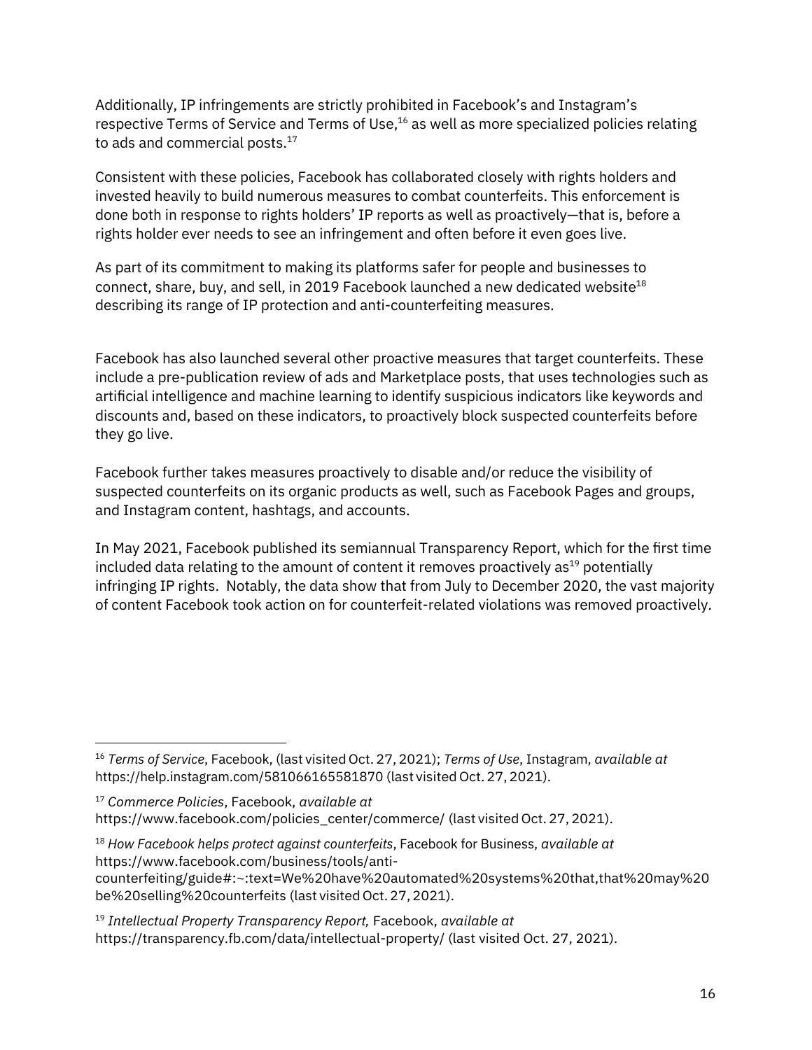Additionally, IP infringements are strictly prohibited in Facebook's and Instagram's respective Terms of Service and Terms of Use,[16] as well as more specialized policies relating to ads and commercial posts.[17]

Consistent with these policies, Facebook has collaborated closely with rights holders and invested heavily to build numerous measures to combat counterfeits. This enforcement is done both in response to rights holders' IP reports as well as proactively—that is, before a rights holder ever needs to see an infringement and often before it even goes live.

As part of its commitment to making its platforms safer for people and businesses to connect, share, buy, and sell, in 2019 Facebook launched a new dedicated website[18] describing its range of IP protection and anti-counterfeiting measures.

Facebook has also launched several other proactive measures that target counterfeits. These include a pre-publication review of ads and Marketplace posts, that uses technologies such as artificial intelligence and machine learning to identify suspicious indicators like keywords and discounts and, based on these indicators, to proactively block suspected counterfeits before they go live.

Facebook further takes measures proactively to disable and/or reduce the visibility of suspected counterfeits on its organic products as well, such as Facebook Pages and groups, and Instagram content, hashtags, and accounts.

In May 2021, Facebook published its semiannual Transparency Report, which for the first time included data relating to the amount of content it removes proactively as[19] potentially infringing IP rights. Notably, the data show that from July to December 2020, the vast majority of content Facebook took action on for counterfeit-related violations was removed proactively.

---

[16] *Terms of Service*, Facebook, (last visited Oct. 27, 2021); *Terms of Use*, Instagram, *available at* https://help.instagram.com/581066165581870 (last visited Oct. 27, 2021).

[17] *Commerce Policies*, Facebook, *available at* https://www.facebook.com/policies_center/commerce/ (last visited Oct. 27, 2021).

[18] *How Facebook helps protect against counterfeits*, Facebook for Business, *available at* https://www.facebook.com/business/tools/anti-counterfeiting/guide#:~:text=We%20have%20automated%20systems%20that,that%20may%20be%20selling%20counterfeits (last visited Oct. 27, 2021).

[19] *Intellectual Property Transparency Report,* Facebook, *available at* https://transparency.fb.com/data/intellectual-property/ (last visited Oct. 27, 2021).